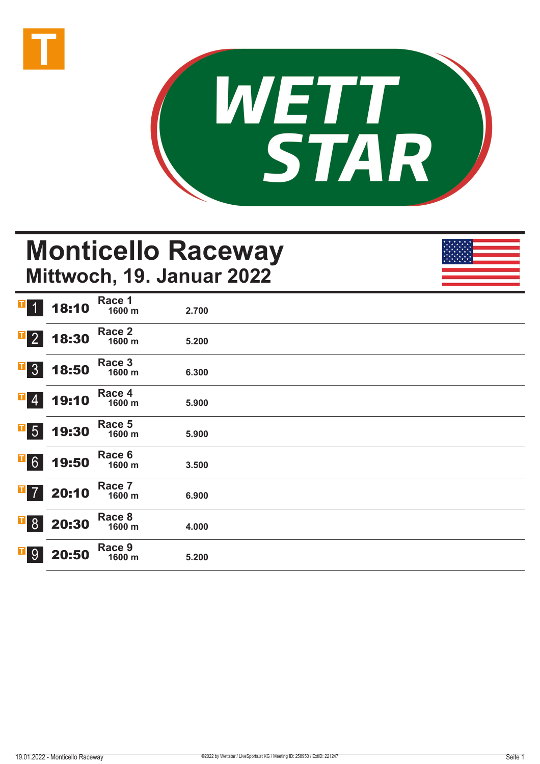WETT STAR

# Monticello Raceway

## Mittwoch, 19. Januar 2022

| | Zeit | Rennen | Distanz | |
|---|---|---|---|---|
| 1 | 18:10 | Race 1 | 1600 m | 2.700 |
| 2 | 18:30 | Race 2 | 1600 m | 5.200 |
| 3 | 18:50 | Race 3 | 1600 m | 6.300 |
| 4 | 19:10 | Race 4 | 1600 m | 5.900 |
| 5 | 19:30 | Race 5 | 1600 m | 5.900 |
| 6 | 19:50 | Race 6 | 1600 m | 3.500 |
| 7 | 20:10 | Race 7 | 1600 m | 6.900 |
| 8 | 20:30 | Race 8 | 1600 m | 4.000 |
| 9 | 20:50 | Race 9 | 1600 m | 5.200 |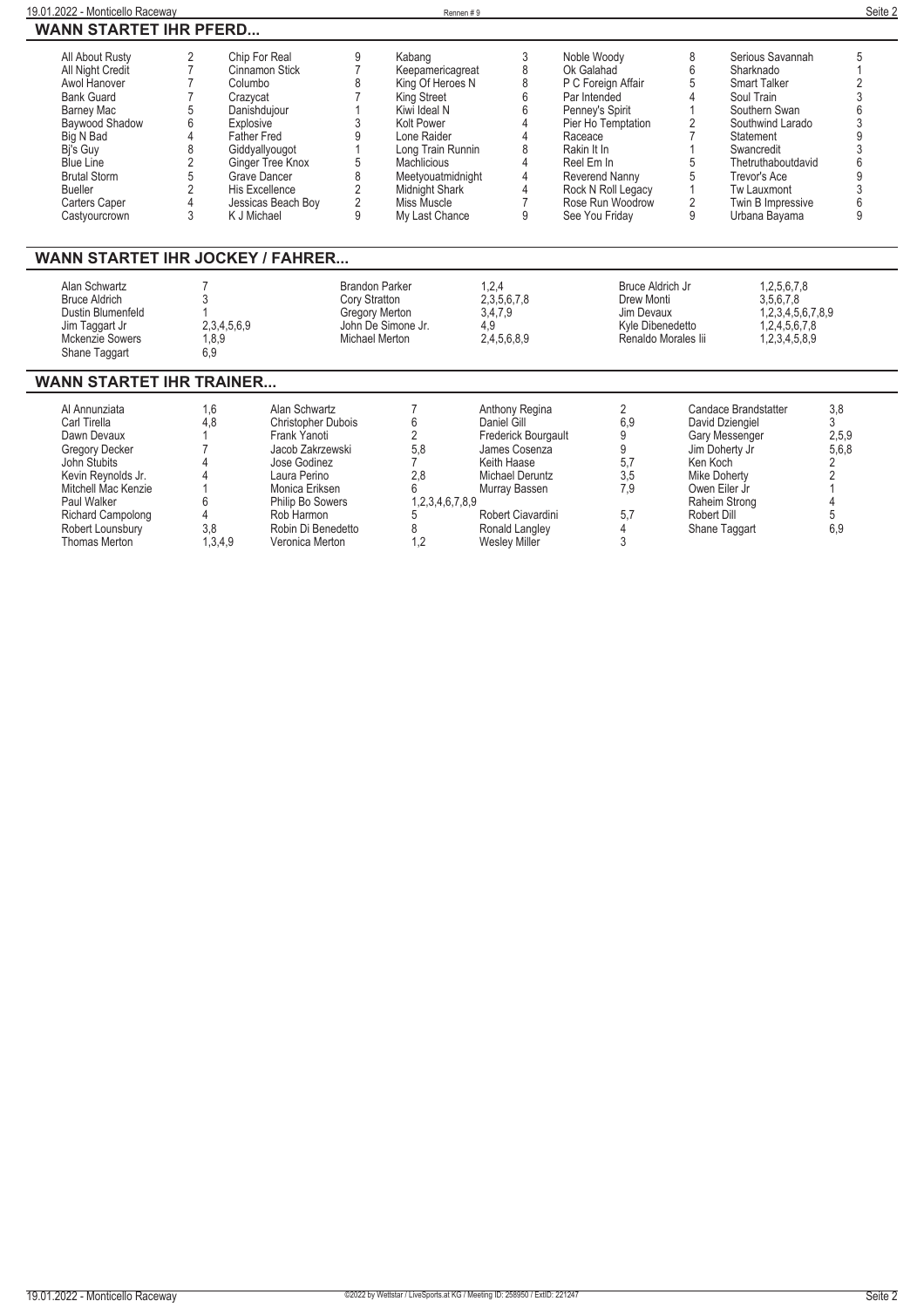## WANN STARTET IHR PFERD...

| | | | | | | | | | |
|---|---|---|---|---|---|---|---|---|---|
| All About Rusty | 2 | Chip For Real | 9 | Kabang | 3 | Noble Woody | 8 | Serious Savannah | 5 |
| All Night Credit | 7 | Cinnamon Stick | 7 | Keepamericagreat | 8 | Ok Galahad | 6 | Sharknado | 1 |
| Awol Hanover | 7 | Columbo | 8 | King Of Heroes N | 8 | P C Foreign Affair | 5 | Smart Talker | 2 |
| Bank Guard | 7 | Crazycat | 7 | King Street | 6 | Par Intended | 4 | Soul Train | 3 |
| Barney Mac | 5 | Danishdujour | 1 | Kiwi Ideal N | 6 | Penney's Spirit | 1 | Southern Swan | 6 |
| Baywood Shadow | 6 | Explosive | 3 | Kolt Power | 4 | Pier Ho Temptation | 2 | Southwind Larado | 3 |
| Big N Bad | 4 | Father Fred | 9 | Lone Raider | 4 | Raceace | 7 | Statement | 9 |
| Bj's Guy | 8 | Giddyallyougot | 1 | Long Train Runnin | 8 | Rakin It In | 1 | Swancredit | 3 |
| Blue Line | 2 | Ginger Tree Knox | 5 | Machlicious | 4 | Reel Em In | 5 | Thetruthaboutdavid | 6 |
| Brutal Storm | 5 | Grave Dancer | 8 | Meetyouatmidnight | 4 | Reverend Nanny | 5 | Trevor's Ace | 9 |
| Bueller | 2 | His Excellence | 2 | Midnight Shark | 4 | Rock N Roll Legacy | 1 | Tw Lauxmont | 3 |
| Carters Caper | 4 | Jessicas Beach Boy | 2 | Miss Muscle | 7 | Rose Run Woodrow | 2 | Twin B Impressive | 6 |
| Castyourcrown | 3 | K J Michael | 9 | My Last Chance | 9 | See You Friday | 9 | Urbana Bayama | 9 |

## WANN STARTET IHR JOCKEY / FAHRER...

| | | | | | |
|---|---|---|---|---|---|
| Alan Schwartz | 7 | Brandon Parker | 1,2,4 | Bruce Aldrich Jr | 1,2,5,6,7,8 |
| Bruce Aldrich | 3 | Cory Stratton | 2,3,5,6,7,8 | Drew Monti | 3,5,6,7,8 |
| Dustin Blumenfeld | 1 | Gregory Merton | 3,4,7,9 | Jim Devaux | 1,2,3,4,5,6,7,8,9 |
| Jim Taggart Jr | 2,3,4,5,6,9 | John De Simone Jr. | 4,9 | Kyle Dibenedetto | 1,2,4,5,6,7,8 |
| Mckenzie Sowers | 1,8,9 | Michael Merton | 2,4,5,6,8,9 | Renaldo Morales Iii | 1,2,3,4,5,8,9 |
| Shane Taggart | 6,9 | | | | |

## WANN STARTET IHR TRAINER...

| | | | | | | | |
|---|---|---|---|---|---|---|---|
| Al Annunziata | 1,6 | Alan Schwartz | 7 | Anthony Regina | 2 | Candace Brandstatter | 3,8 |
| Carl Tirella | 4,8 | Christopher Dubois | 6 | Daniel Gill | 6,9 | David Dziengiel | 3 |
| Dawn Devaux | 1 | Frank Yanoti | 2 | Frederick Bourgault | 9 | Gary Messenger | 2,5,9 |
| Gregory Decker | 7 | Jacob Zakrzewski | 5,8 | James Cosenza | 9 | Jim Doherty Jr | 5,6,8 |
| John Stubits | 4 | Jose Godinez | 7 | Keith Haase | 5,7 | Ken Koch | 2 |
| Kevin Reynolds Jr. | 4 | Laura Perino | 2,8 | Michael Deruntz | 3,5 | Mike Doherty | 2 |
| Mitchell Mac Kenzie | 1 | Monica Eriksen | 6 | Murray Bassen | 7,9 | Owen Eiler Jr | 1 |
| Paul Walker | 6 | Philip Bo Sowers | 1,2,3,4,6,7,8,9 | | | Raheim Strong | 4 |
| Richard Campolong | 4 | Rob Harmon | 5 | Robert Ciavardini | 5,7 | Robert Dill | 5 |
| Robert Lounsbury | 3,8 | Robin Di Benedetto | 8 | Ronald Langley | 4 | Shane Taggart | 6,9 |
| Thomas Merton | 1,3,4,9 | Veronica Merton | 1,2 | Wesley Miller | 3 | | |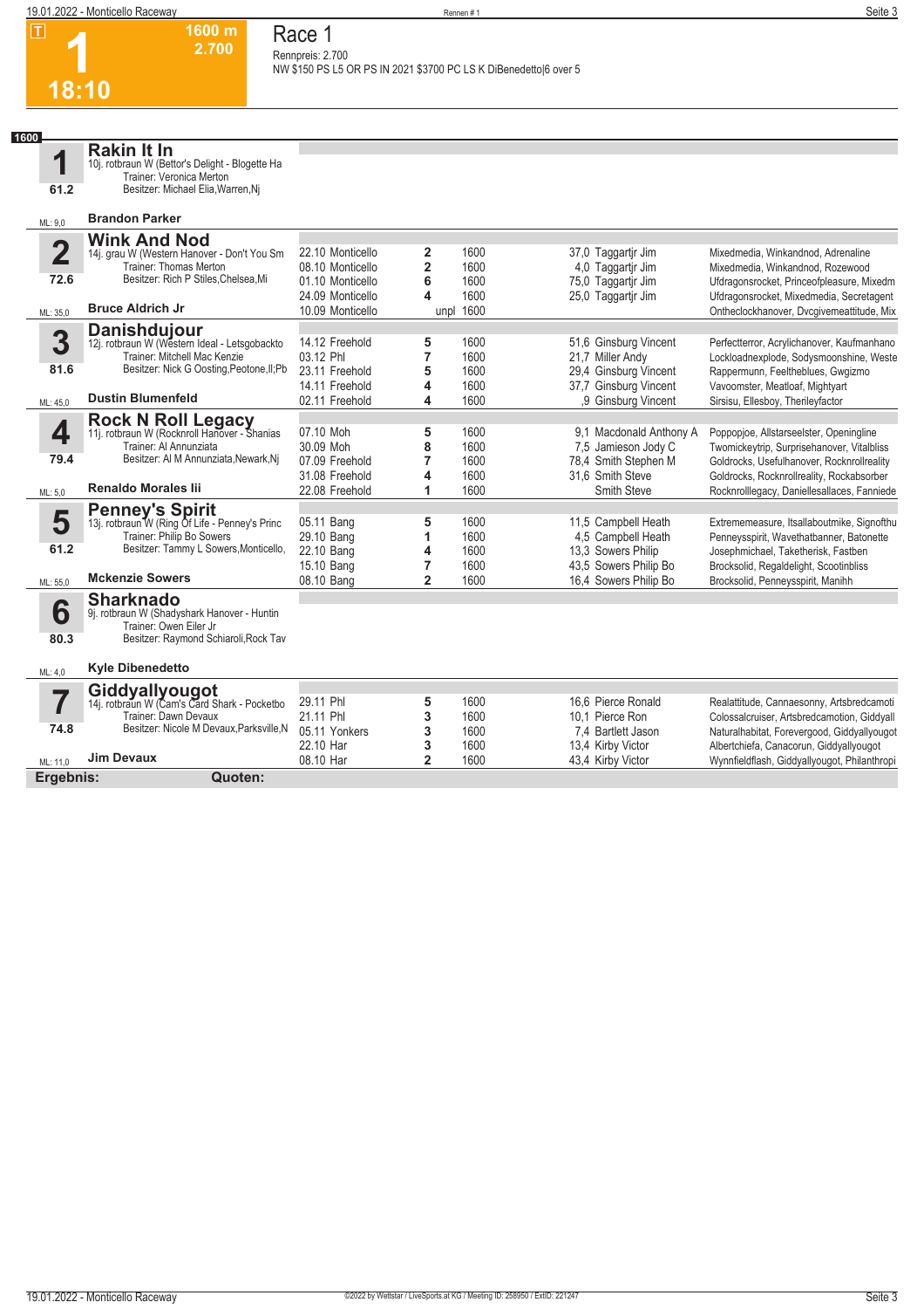# Race 1

**1** — 1600 m — 2.700 — 18:10

Rennpreis: 2.700
NW $150 PS L5 OR PS IN 2021 $3700 PC LS K DiBenedetto|6 over 5

**1600**

## 1 Rakin It In
10j. rotbraun W (Bettor's Delight - Blogette Ha
Trainer: Veronica Merton
Besitzer: Michael Elia,Warren,Nj
61.2
ML: 9,0
**Brandon Parker**

## 2 Wink And Nod
14j. grau W (Western Hanover - Don't You Sm
Trainer: Thomas Merton
Besitzer: Rich P Stiles,Chelsea,Mi
72.6
ML: 35,0
**Bruce Aldrich Jr**

| Datum | Bahn | Platz | Distanz | Quote | Fahrer | Einlauf |
|---|---|---|---|---|---|---|
| 22.10 | Monticello | 2 | 1600 | 37,0 | Taggartjr Jim | Mixedmedia, Winkandnod, Adrenaline |
| 08.10 | Monticello | 2 | 1600 | 4,0 | Taggartjr Jim | Mixedmedia, Winkandnod, Rozewood |
| 01.10 | Monticello | 6 | 1600 | 75,0 | Taggartjr Jim | Ufdragonsrocket, Princeofpleasure, Mixedm |
| 24.09 | Monticello | 4 | 1600 | 25,0 | Taggartjr Jim | Ufdragonsrocket, Mixedmedia, Secretagent |
| 10.09 | Monticello | unpl | 1600 | | | Ontheclockhanover, Dvcgivemeattitude, Mix |

## 3 Danishdujour
12j. rotbraun W (Western Ideal - Letsgobackto
Trainer: Mitchell Mac Kenzie
Besitzer: Nick G Oosting,Peotone,Il;Pb
81.6
ML: 45,0
**Dustin Blumenfeld**

| Datum | Bahn | Platz | Distanz | Quote | Fahrer | Einlauf |
|---|---|---|---|---|---|---|
| 14.12 | Freehold | 5 | 1600 | 51,6 | Ginsburg Vincent | Perfectterror, Acrylichanover, Kaufmanhano |
| 03.12 | Phl | 7 | 1600 | 21,7 | Miller Andy | Lockloadnexplode, Sodysmoonshine, Weste |
| 23.11 | Freehold | 5 | 1600 | 29,4 | Ginsburg Vincent | Rappermunn, Feelthеblues, Gwgizmo |
| 14.11 | Freehold | 4 | 1600 | 37,7 | Ginsburg Vincent | Vavoomster, Meatloaf, Mightyart |
| 02.11 | Freehold | 4 | 1600 | ,9 | Ginsburg Vincent | Sirsisu, Ellesboy, Therileyfactor |

## 4 Rock N Roll Legacy
11j. rotbraun W (Rocknroll Hanover - Shanias
Trainer: Al Annunziata
Besitzer: Al M Annunziata,Newark,Nj
79.4
ML: 5,0
**Renaldo Morales Iii**

| Datum | Bahn | Platz | Distanz | Quote | Fahrer | Einlauf |
|---|---|---|---|---|---|---|
| 07.10 | Moh | 5 | 1600 | 9,1 | Macdonald Anthony A | Poppopjoe, Allstarseelster, Openingline |
| 30.09 | Moh | 8 | 1600 | 7,5 | Jamieson Jody C | Twomickeytrip, Surprisehanover, Vitalbliss |
| 07.09 | Freehold | 7 | 1600 | 78,4 | Smith Stephen M | Goldrocks, Usefulhanover, Rocknrollreality |
| 31.08 | Freehold | 4 | 1600 | 31,6 | Smith Steve | Goldrocks, Rocknrollreality, Rockabsorber |
| 22.08 | Freehold | 1 | 1600 | | Smith Steve | Rocknrolllegacy, Daniellesallaces, Fanniede |

## 5 Penney's Spirit
13j. rotbraun W (Ring Of Life - Penney's Princ
Trainer: Philip Bo Sowers
Besitzer: Tammy L Sowers,Monticello,
61.2
ML: 55,0
**Mckenzie Sowers**

| Datum | Bahn | Platz | Distanz | Quote | Fahrer | Einlauf |
|---|---|---|---|---|---|---|
| 05.11 | Bang | 5 | 1600 | 11,5 | Campbell Heath | Extrememeasure, Itsallaboutmike, Signofthu |
| 29.10 | Bang | 1 | 1600 | 4,5 | Campbell Heath | Penneysspirit, Wavethatbanner, Batonette |
| 22.10 | Bang | 4 | 1600 | 13,3 | Sowers Philip | Josephmichael, Taketherisk, Fastben |
| 15.10 | Bang | 7 | 1600 | 43,5 | Sowers Philip Bo | Brocksolid, Regaldelight, Scootinbliss |
| 08.10 | Bang | 2 | 1600 | 16,4 | Sowers Philip Bo | Brocksolid, Penneysspirit, Manihh |

## 6 Sharknado
9j. rotbraun W (Shadyshark Hanover - Huntin
Trainer: Owen Eiler Jr
Besitzer: Raymond Schiaroli,Rock Tav
80.3
ML: 4,0
**Kyle Dibenedetto**

## 7 Giddyallyougot
14j. rotbraun W (Cam's Card Shark - Pocketbo
Trainer: Dawn Devaux
Besitzer: Nicole M Devaux,Parksville,N
74.8
ML: 11,0
**Jim Devaux**

| Datum | Bahn | Platz | Distanz | Quote | Fahrer | Einlauf |
|---|---|---|---|---|---|---|
| 29.11 | Phl | 5 | 1600 | 16,6 | Pierce Ronald | Realattitude, Cannaesonny, Artsbredcamoti |
| 21.11 | Phl | 3 | 1600 | 10,1 | Pierce Ron | Colossalcruiser, Artsbredcamotion, Giddyall |
| 05.11 | Yonkers | 3 | 1600 | 7,4 | Bartlett Jason | Naturalhabitat, Forevergood, Giddyallyougot |
| 22.10 | Har | 3 | 1600 | 13,4 | Kirby Victor | Albertchiefa, Canacorun, Giddyallyougot |
| 08.10 | Har | 2 | 1600 | 43,4 | Kirby Victor | Wynnfieldflash, Giddyallyougot, Philanthropi |

**Ergebnis:** **Quoten:**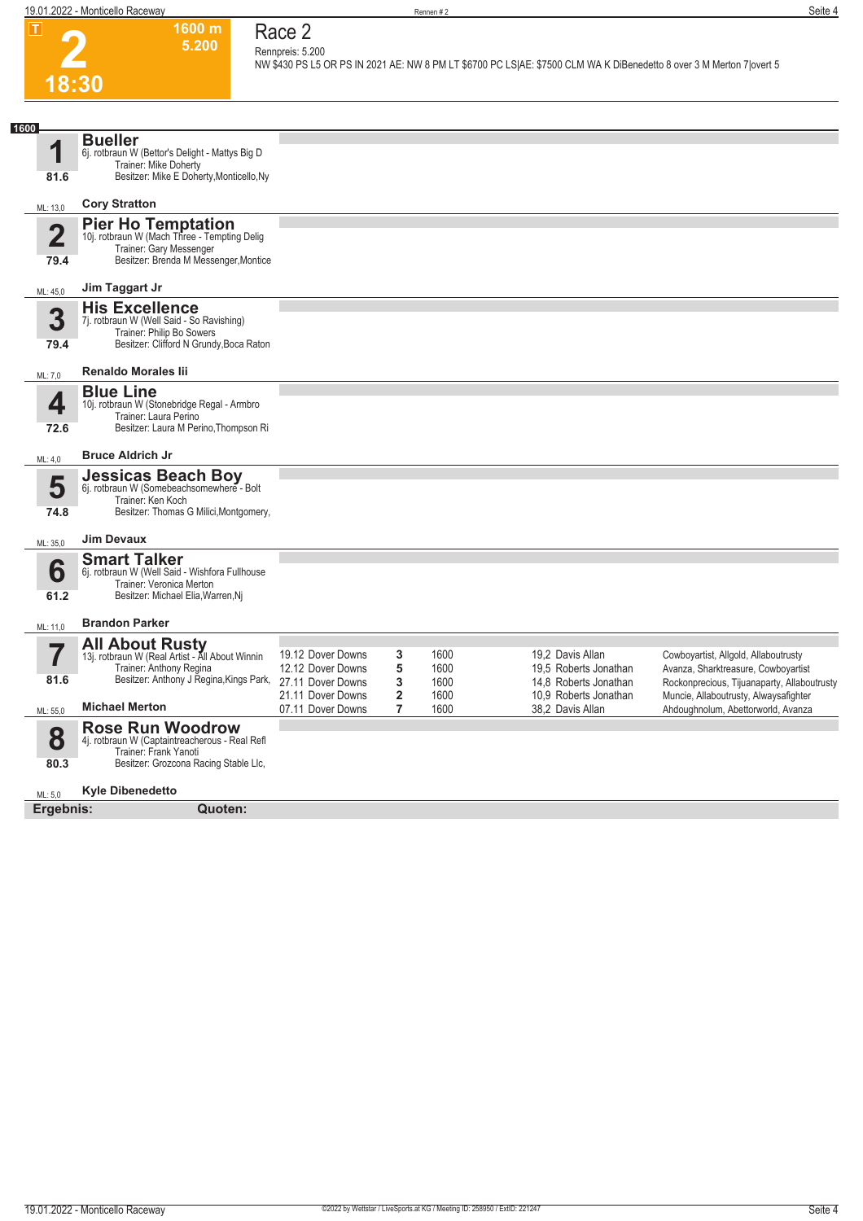# 2

**18:30**

**1600 m**
**5.200**

## Race 2

Rennpreis: 5.200

NW $430 PS L5 OR PS IN 2021 AE: NW 8 PM LT $6700 PC LS|AE: $7500 CLM WA K DiBenedetto 8 over 3 M Merton 7|ovet 5

**1600**

### 1 Bueller
6j. rotbraun W (Bettor's Delight - Mattys Big D
Trainer: Mike Doherty
Besitzer: Mike E Doherty,Monticello,Ny

81.6

ML: 13,0 — **Cory Stratton**

### 2 Pier Ho Temptation
10j. rotbraun W (Mach Three - Tempting Delig
Trainer: Gary Messenger
Besitzer: Brenda M Messenger,Montice

79.4

ML: 45,0 — **Jim Taggart Jr**

### 3 His Excellence
7j. rotbraun W (Well Said - So Ravishing)
Trainer: Philip Bo Sowers
Besitzer: Clifford N Grundy,Boca Raton

79.4

ML: 7,0 — **Renaldo Morales Iii**

### 4 Blue Line
10j. rotbraun W (Stonebridge Regal - Armbro
Trainer: Laura Perino
Besitzer: Laura M Perino,Thompson Ri

72.6

ML: 4,0 — **Bruce Aldrich Jr**

### 5 Jessicas Beach Boy
6j. rotbraun W (Somebeachsomewhere - Bolt
Trainer: Ken Koch
Besitzer: Thomas G Milici,Montgomery,

74.8

ML: 35,0 — **Jim Devaux**

### 6 Smart Talker
6j. rotbraun W (Well Said - Wishfora Fullhouse
Trainer: Veronica Merton
Besitzer: Michael Elia,Warren,Nj

61.2

ML: 11,0 — **Brandon Parker**

### 7 All About Rusty
13j. rotbraun W (Real Artist - All About Winnin
Trainer: Anthony Regina
Besitzer: Anthony J Regina,Kings Park,

81.6

ML: 55,0 — **Michael Merton**

| Datum | Bahn | Platz | Distanz | Quote | Fahrer | Einlauf |
|---|---|---|---|---|---|---|
| 19.12 | Dover Downs | 3 | 1600 | 19,2 | Davis Allan | Cowboyartist, Allgold, Allaboutrusty |
| 12.12 | Dover Downs | 5 | 1600 | 19,5 | Roberts Jonathan | Avanza, Sharktreasure, Cowboyartist |
| 27.11 | Dover Downs | 3 | 1600 | 14,8 | Roberts Jonathan | Rockonprecious, Tijuanaparty, Allaboutrusty |
| 21.11 | Dover Downs | 2 | 1600 | 10,9 | Roberts Jonathan | Muncie, Allaboutrusty, Alwaysafighter |
| 07.11 | Dover Downs | 7 | 1600 | 38,2 | Davis Allan | Ahdoughnolum, Abettorworld, Avanza |

### 8 Rose Run Woodrow
4j. rotbraun W (Captaintreacherous - Real Refl
Trainer: Frank Yanoti
Besitzer: Grozcona Racing Stable Llc,

80.3

ML: 5,0 — **Kyle Dibenedetto**

**Ergebnis:** **Quoten:**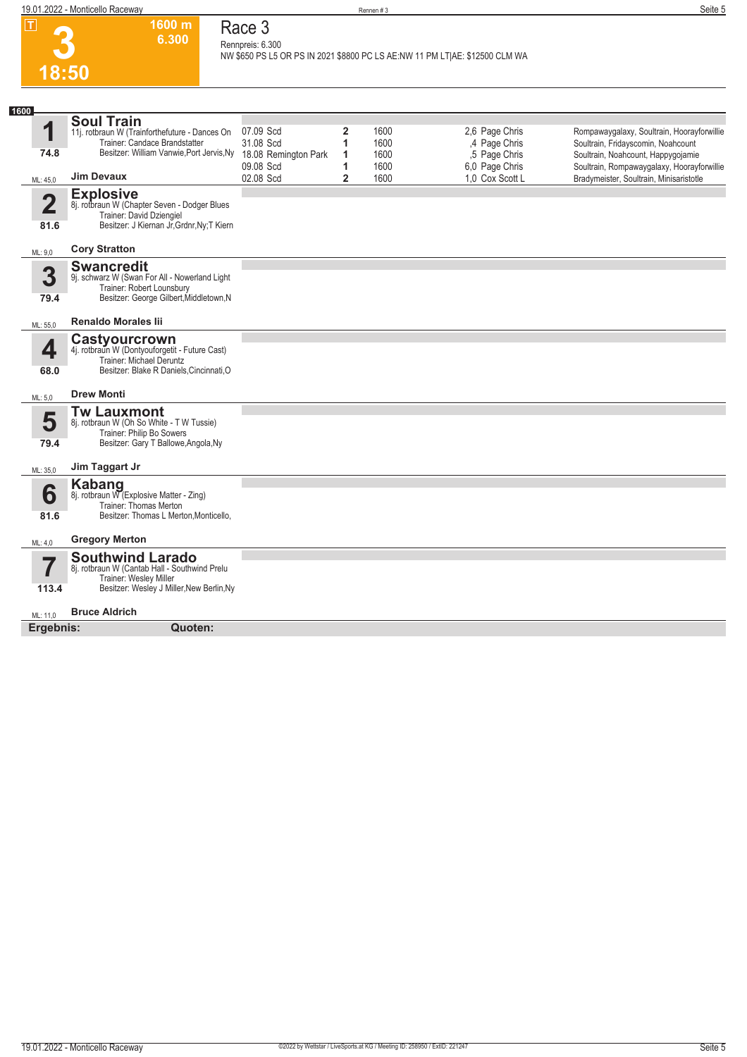# 3

**1600 m**
**6.300**

**18:50**

## Race 3

Rennpreis: 6.300

NW $650 PS L5 OR PS IN 2021 $8800 PC LS AE:NW 11 PM LT|AE: $12500 CLM WA

**1600**

### 1 Soul Train

11j. rotbraun W (Trainforthefuture - Dances On
Trainer: Candace Brandstatter
Besitzer: William Vanwie,Port Jervis,Ny

74.8

ML: 45,0 — **Jim Devaux**

| Datum | Platz | Distanz | Quote Fahrer | Einlauf |
|---|---|---|---|---|
| 07.09 Scd | 2 | 1600 | 2,6 Page Chris | Rompawaygalaxy, Soultrain, Hoorayforwillie |
| 31.08 Scd | 1 | 1600 | ,4 Page Chris | Soultrain, Fridayscomin, Noahcount |
| 18.08 Remington Park | 1 | 1600 | ,5 Page Chris | Soultrain, Noahcount, Happygojamie |
| 09.08 Scd | 1 | 1600 | 6,0 Page Chris | Soultrain, Rompawaygalaxy, Hoorayforwillie |
| 02.08 Scd | 2 | 1600 | 1,0 Cox Scott L | Bradymeister, Soultrain, Minisaristotle |

### 2 Explosive

8j. rotbraun W (Chapter Seven - Dodger Blues
Trainer: David Dziengiel
Besitzer: J Kiernan Jr,Grdnr,Ny;T Kiern

81.6

ML: 9,0 — **Cory Stratton**

### 3 Swancredit

9j. schwarz W (Swan For All - Nowerland Light
Trainer: Robert Lounsbury
Besitzer: George Gilbert,Middletown,N

79.4

ML: 55,0 — **Renaldo Morales Iii**

### 4 Castyourcrown

4j. rotbraun W (Dontyouforgetit - Future Cast)
Trainer: Michael Deruntz
Besitzer: Blake R Daniels,Cincinnati,O

68.0

ML: 5,0 — **Drew Monti**

### 5 Tw Lauxmont

8j. rotbraun W (Oh So White - T W Tussie)
Trainer: Philip Bo Sowers
Besitzer: Gary T Ballowe,Angola,Ny

79.4

ML: 35,0 — **Jim Taggart Jr**

### 6 Kabang

8j. rotbraun W (Explosive Matter - Zing)
Trainer: Thomas Merton
Besitzer: Thomas L Merton,Monticello,

81.6

ML: 4,0 — **Gregory Merton**

### 7 Southwind Larado

8j. rotbraun W (Cantab Hall - Southwind Prelu
Trainer: Wesley Miller
Besitzer: Wesley J Miller,New Berlin,Ny

113.4

ML: 11,0 — **Bruce Aldrich**

**Ergebnis:** **Quoten:**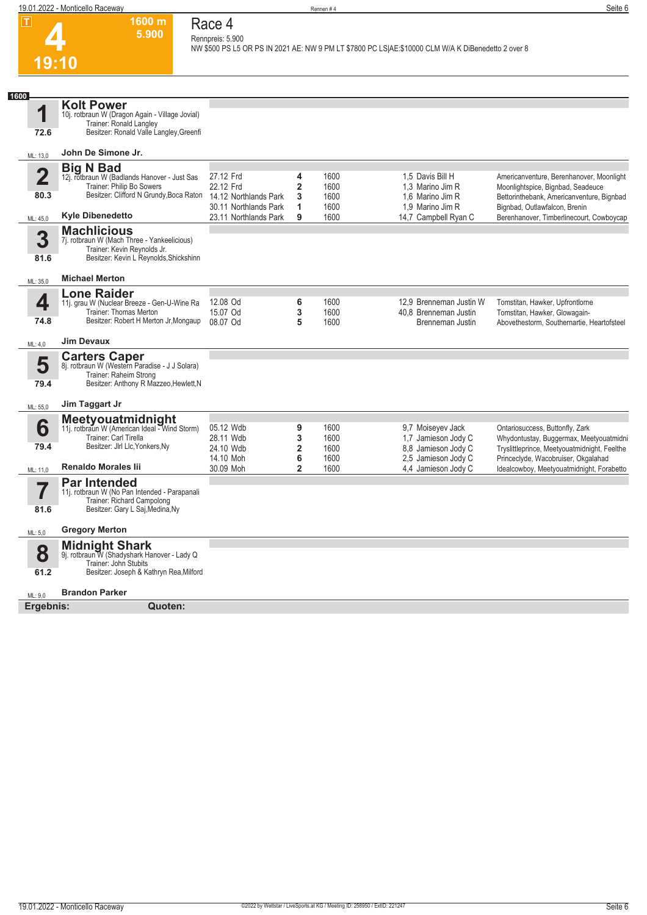# Race 4

**4** — 19:10 — 1600 m — 5.900

Rennpreis: 5.900

NW $500 PS L5 OR PS IN 2021 AE: NW 9 PM LT $7800 PC LS|AE:$10000 CLM W/A K DiBenedetto 2 over 8

## 1600

### 1 Kolt Power
10j. rotbraun W (Dragon Again - Village Jovial)
Trainer: Ronald Langley
Besitzer: Ronald Valle Langley,Greenfi
72.6
ML: 13,0
**John De Simone Jr.**

### 2 Big N Bad
12j. rotbraun W (Badlands Hanover - Just Sas
Trainer: Philip Bo Sowers
Besitzer: Clifford N Grundy,Boca Raton
80.3
ML: 45,0
**Kyle Dibenedetto**

| Datum | Bahn | Platz | Distanz | Quote | Fahrer | Erste Drei |
|---|---|---|---|---|---|---|
| 27.12 | Frd | 4 | 1600 | 1,5 | Davis Bill H | Americanventure, Berenhanover, Moonlight |
| 22.12 | Frd | 2 | 1600 | 1,3 | Marino Jim R | Moonlightspice, Bignbad, Seadeuce |
| 14.12 | Northlands Park | 3 | 1600 | 1,6 | Marino Jim R | Bettorinthebank, Americanventure, Bignbad |
| 30.11 | Northlands Park | 1 | 1600 | 1,9 | Marino Jim R | Bignbad, Outlawfalcon, Brenin |
| 23.11 | Northlands Park | 9 | 1600 | 14,7 | Campbell Ryan C | Berenhanover, Timberlinecourt, Cowboycap |

### 3 Machlicious
7j. rotbraun W (Mach Three - Yankeelicious)
Trainer: Kevin Reynolds Jr.
Besitzer: Kevin L Reynolds,Shickshinn
81.6
ML: 35,0
**Michael Merton**

### 4 Lone Raider
11j. grau W (Nuclear Breeze - Gen-U-Wine Ra
Trainer: Thomas Merton
Besitzer: Robert H Merton Jr,Mongaup
74.8
ML: 4,0
**Jim Devaux**

| Datum | Bahn | Platz | Distanz | Quote | Fahrer | Erste Drei |
|---|---|---|---|---|---|---|
| 12.08 | Od | 6 | 1600 | 12,9 | Brenneman Justin W | Tomstitan, Hawker, Upfrontlorne |
| 15.07 | Od | 3 | 1600 | 40,8 | Brenneman Justin | Tomstitan, Hawker, Glowagain- |
| 08.07 | Od | 5 | 1600 | | Brenneman Justin | Abovethestorm, Southernartie, Heartofsteel |

### 5 Carters Caper
8j. rotbraun W (Western Paradise - J J Solara)
Trainer: Raheim Strong
Besitzer: Anthony R Mazzeo,Hewlett,N
79.4
ML: 55,0
**Jim Taggart Jr**

### 6 Meetyouatmidnight
11j. rotbraun W (American Ideal - Wind Storm)
Trainer: Carl Tirella
Besitzer: Jlrl Llc,Yonkers,Ny
79.4
ML: 11,0
**Renaldo Morales Iii**

| Datum | Bahn | Platz | Distanz | Quote | Fahrer | Erste Drei |
|---|---|---|---|---|---|---|
| 05.12 | Wdb | 9 | 1600 | 9,7 | Moiseyev Jack | Ontariosuccess, Buttonfly, Zark |
| 28.11 | Wdb | 3 | 1600 | 1,7 | Jamieson Jody C | Whydontustay, Buggermax, Meetyouatmidni |
| 24.10 | Wdb | 2 | 1600 | 8,8 | Jamieson Jody C | Tryslittleprince, Meetyouatmidnight, Feelthe |
| 14.10 | Moh | 6 | 1600 | 2,5 | Jamieson Jody C | Princeclyde, Wacobruiser, Okgalahad |
| 30.09 | Moh | 2 | 1600 | 4,4 | Jamieson Jody C | Idealcowboy, Meetyouatmidnight, Forabetto |

### 7 Par Intended
11j. rotbraun W (No Pan Intended - Parapanali
Trainer: Richard Campolong
Besitzer: Gary L Saj,Medina,Ny
81.6
ML: 5,0
**Gregory Merton**

### 8 Midnight Shark
9j. rotbraun W (Shadyshark Hanover - Lady Q
Trainer: John Stubits
Besitzer: Joseph & Kathryn Rea,Milford
61.2
ML: 9,0
**Brandon Parker**

**Ergebnis:** **Quoten:**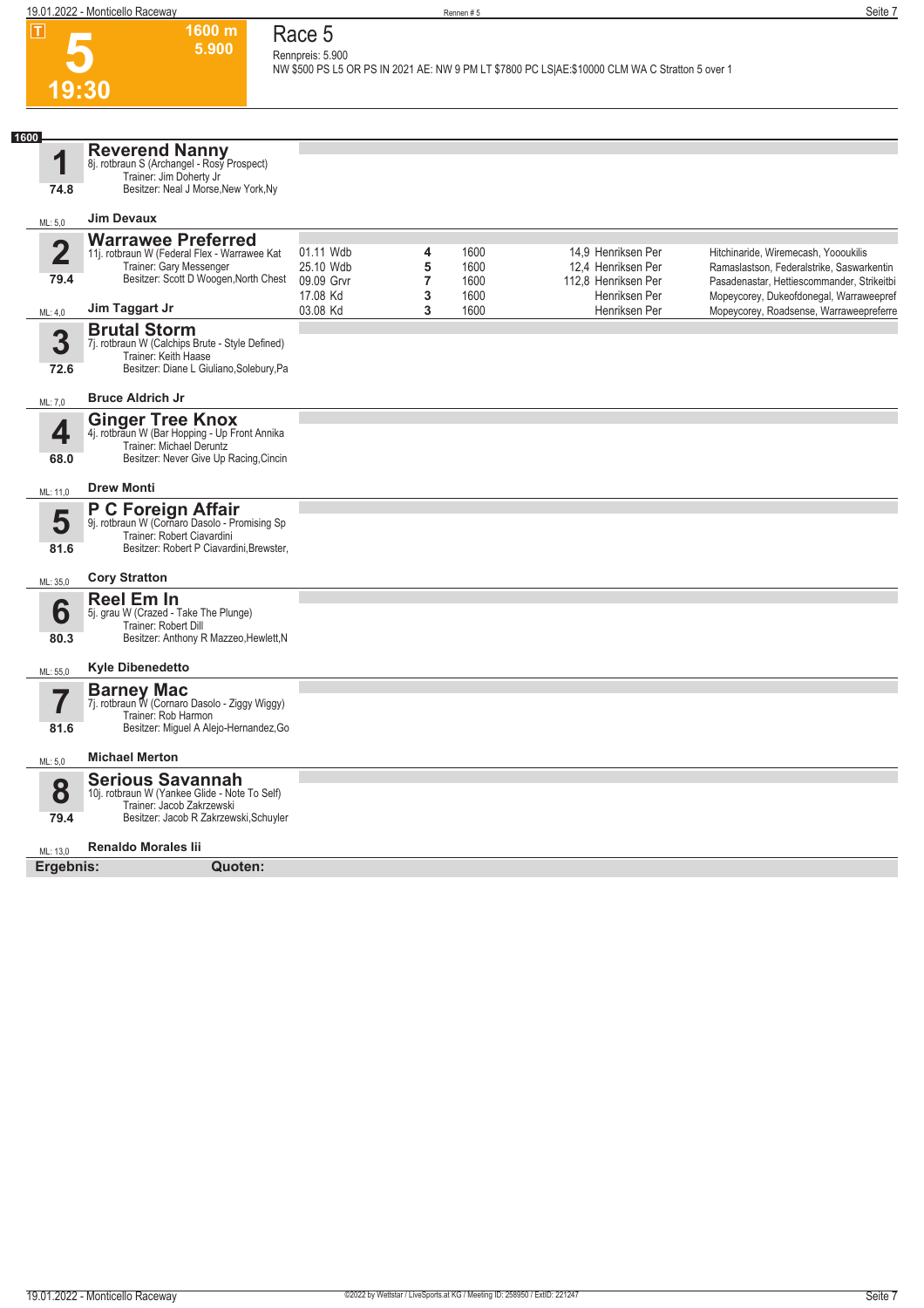# Race 5

**5** — 19:30 — 1600 m — 5.900

Rennpreis: 5.900

NW $500 PS L5 OR PS IN 2021 AE: NW 9 PM LT $7800 PC LS|AE:$10000 CLM WA C Stratton 5 over 1

## 1600

### 1 Reverend Nanny
8j. rotbraun S (Archangel - Rosy Prospect)
Trainer: Jim Doherty Jr
Besitzer: Neal J Morse,New York,Ny
74.8
ML: 5,0 — **Jim Devaux**

### 2 Warrawee Preferred
11j. rotbraun W (Federal Flex - Warrawee Kat
Trainer: Gary Messenger
Besitzer: Scott D Woogen,North Chest
79.4
ML: 4,0 — **Jim Taggart Jr**

| Datum | Platz | Distanz | Quote | Fahrer | Einlauf |
|---|---|---|---|---|---|
| 01.11 Wdb | 4 | 1600 | 14,9 | Henriksen Per | Hitchinaride, Wiremecash, Yooouklis |
| 25.10 Wdb | 5 | 1600 | 12,4 | Henriksen Per | Ramaslastson, Federalstrike, Saswarkentin |
| 09.09 Grvr | 7 | 1600 | 112,8 | Henriksen Per | Pasadenastar, Hettiescommander, Strikeitbi |
| 17.08 Kd | 3 | 1600 | | Henriksen Per | Mopeycorey, Dukeofdonegal, Warraweepref |
| 03.08 Kd | 3 | 1600 | | Henriksen Per | Mopeycorey, Roadsense, Warraweepreferre |

### 3 Brutal Storm
7j. rotbraun W (Calchips Brute - Style Defined)
Trainer: Keith Haase
Besitzer: Diane L Giuliano,Solebury,Pa
72.6
ML: 7,0 — **Bruce Aldrich Jr**

### 4 Ginger Tree Knox
4j. rotbraun W (Bar Hopping - Up Front Annika
Trainer: Michael Deruntz
Besitzer: Never Give Up Racing,Cincin
68.0
ML: 11,0 — **Drew Monti**

### 5 P C Foreign Affair
9j. rotbraun W (Cornaro Dasolo - Promising Sp
Trainer: Robert Ciavardini
Besitzer: Robert P Ciavardini,Brewster,
81.6
ML: 35,0 — **Cory Stratton**

### 6 Reel Em In
5j. grau W (Crazed - Take The Plunge)
Trainer: Robert Dill
Besitzer: Anthony R Mazzeo,Hewlett,N
80.3
ML: 55,0 — **Kyle Dibenedetto**

### 7 Barney Mac
7j. rotbraun W (Cornaro Dasolo - Ziggy Wiggy)
Trainer: Rob Harmon
Besitzer: Miguel A Alejo-Hernandez,Go
81.6
ML: 5,0 — **Michael Merton**

### 8 Serious Savannah
10j. rotbraun W (Yankee Glide - Note To Self)
Trainer: Jacob Zakrzewski
Besitzer: Jacob R Zakrzewski,Schuyler
79.4
ML: 13,0 — **Renaldo Morales Iii**

**Ergebnis:** **Quoten:**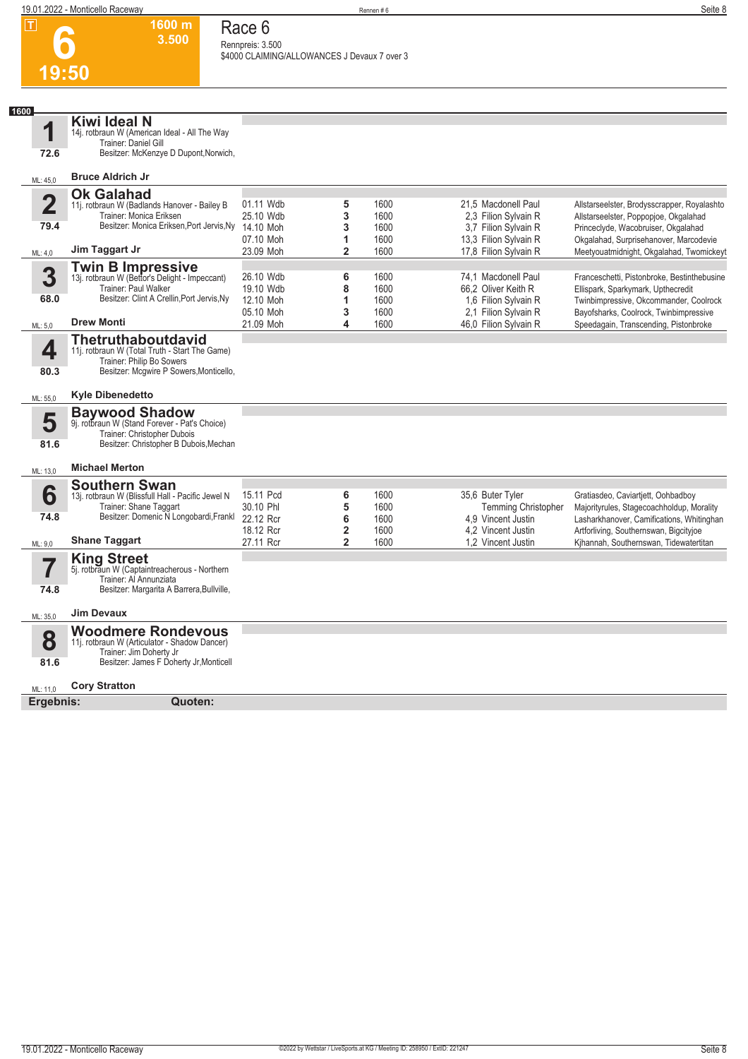**6** — 19:50 — 1600 m — 3.500

# Race 6

Rennpreis: 3.500
$4000 CLAIMING/ALLOWANCES J Devaux 7 over 3

**1600**

## 1 Kiwi Ideal N
72.6 — ML: 45,0
14j. rotbraun W (American Ideal - All The Way
Trainer: Daniel Gill
Besitzer: McKenzye D Dupont,Norwich,
**Bruce Aldrich Jr**

## 2 Ok Galahad
79.4 — ML: 4,0
11j. rotbraun W (Badlands Hanover - Bailey B
Trainer: Monica Eriksen
Besitzer: Monica Eriksen,Port Jervis,Ny
**Jim Taggart Jr**

| Datum | Bahn | Platz | Distanz | Quote | Fahrer | Einlauf |
|---|---|---|---|---|---|---|
| 01.11 | Wdb | 5 | 1600 | 21,5 | Macdonell Paul | Allstarseelster, Brodysscrapper, Royalashto |
| 25.10 | Wdb | 3 | 1600 | 2,3 | Filion Sylvain R | Allstarseelster, Poppopjoe, Okgalahad |
| 14.10 | Moh | 3 | 1600 | 3,7 | Filion Sylvain R | Princeclyde, Wacobruiser, Okgalahad |
| 07.10 | Moh | 1 | 1600 | 13,3 | Filion Sylvain R | Okgalahad, Surprisehanover, Marcodevie |
| 23.09 | Moh | 2 | 1600 | 17,8 | Filion Sylvain R | Meetyouatmidnight, Okgalahad, Twomickeyt |

## 3 Twin B Impressive
68.0 — ML: 5,0
13j. rotbraun W (Bettor's Delight - Impeccant)
Trainer: Paul Walker
Besitzer: Clint A Crellin,Port Jervis,Ny
**Drew Monti**

| Datum | Bahn | Platz | Distanz | Quote | Fahrer | Einlauf |
|---|---|---|---|---|---|---|
| 26.10 | Wdb | 6 | 1600 | 74,1 | Macdonell Paul | Franceschetti, Pistonbroke, Bestinthebusine |
| 19.10 | Wdb | 8 | 1600 | 66,2 | Oliver Keith R | Ellispark, Sparkymark, Upthecredit |
| 12.10 | Moh | 1 | 1600 | 1,6 | Filion Sylvain R | Twinbimpressive, Okcommander, Coolrock |
| 05.10 | Moh | 3 | 1600 | 2,1 | Filion Sylvain R | Bayofsharks, Coolrock, Twinbimpressive |
| 21.09 | Moh | 4 | 1600 | 46,0 | Filion Sylvain R | Speedagain, Transcending, Pistonbroke |

## 4 Thetruthaboutdavid
80.3 — ML: 55,0
11j. rotbraun W (Total Truth - Start The Game)
Trainer: Philip Bo Sowers
Besitzer: Mcgwire P Sowers,Monticello,
**Kyle Dibenedetto**

## 5 Baywood Shadow
81.6 — ML: 13,0
9j. rotbraun W (Stand Forever - Pat's Choice)
Trainer: Christopher Dubois
Besitzer: Christopher B Dubois,Mechan
**Michael Merton**

## 6 Southern Swan
74.8 — ML: 9,0
13j. rotbraun W (Blissfull Hall - Pacific Jewel N
Trainer: Shane Taggart
Besitzer: Domenic N Longobardi,Frankl
**Shane Taggart**

| Datum | Bahn | Platz | Distanz | Quote | Fahrer | Einlauf |
|---|---|---|---|---|---|---|
| 15.11 | Pcd | 6 | 1600 | 35,6 | Buter Tyler | Gratiasdeo, Caviartjett, Oohbadboy |
| 30.10 | Phl | 5 | 1600 | | Temming Christopher | Majorityrules, Stagecoachholdup, Morality |
| 22.12 | Rcr | 6 | 1600 | 4,9 | Vincent Justin | Lasharkhanover, Camifications, Whitinghan |
| 18.12 | Rcr | 2 | 1600 | 4,2 | Vincent Justin | Artforliving, Southernswan, Bigcityjoe |
| 27.11 | Rcr | 2 | 1600 | 1,2 | Vincent Justin | Kjhannah, Southernswan, Tidewatertitan |

## 7 King Street
74.8 — ML: 35,0
5j. rotbraun W (Captaintreacherous - Northern
Trainer: Al Annunziata
Besitzer: Margarita A Barrera,Bullville,
**Jim Devaux**

## 8 Woodmere Rondevous
81.6 — ML: 11,0
11j. rotbraun W (Articulator - Shadow Dancer)
Trainer: Jim Doherty Jr
Besitzer: James F Doherty Jr,Monticell
**Cory Stratton**

**Ergebnis:** **Quoten:**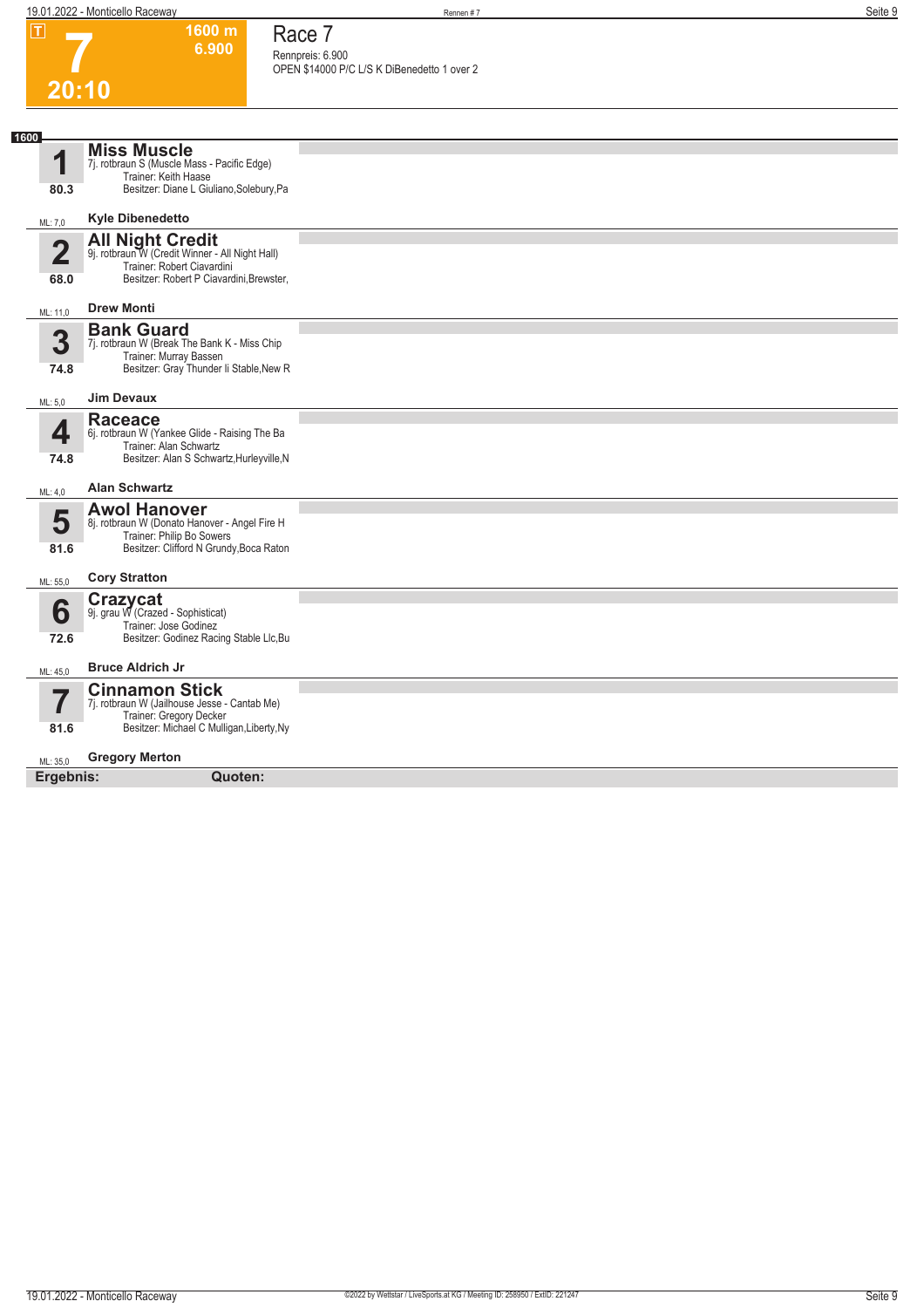**T**

# 7

**20:10**

**1600 m**
**6.900**

## Race 7

Rennpreis: 6.900
OPEN $14000 P/C L/S K DiBenedetto 1 over 2

**1600**

### 1 Miss Muscle
7j. rotbraun S (Muscle Mass - Pacific Edge)
Trainer: Keith Haase
Besitzer: Diane L Giuliano,Solebury,Pa
80.3
ML: 7,0
**Kyle Dibenedetto**

### 2 All Night Credit
9j. rotbraun W (Credit Winner - All Night Hall)
Trainer: Robert Ciavardini
Besitzer: Robert P Ciavardini,Brewster,
68.0
ML: 11,0
**Drew Monti**

### 3 Bank Guard
7j. rotbraun W (Break The Bank K - Miss Chip
Trainer: Murray Bassen
Besitzer: Gray Thunder Ii Stable,New R
74.8
ML: 5,0
**Jim Devaux**

### 4 Raceace
6j. rotbraun W (Yankee Glide - Raising The Ba
Trainer: Alan Schwartz
Besitzer: Alan S Schwartz,Hurleyville,N
74.8
ML: 4,0
**Alan Schwartz**

### 5 Awol Hanover
8j. rotbraun W (Donato Hanover - Angel Fire H
Trainer: Philip Bo Sowers
Besitzer: Clifford N Grundy,Boca Raton
81.6
ML: 55,0
**Cory Stratton**

### 6 Crazycat
9j. grau W (Crazed - Sophisticat)
Trainer: Jose Godinez
Besitzer: Godinez Racing Stable Llc,Bu
72.6
ML: 45,0
**Bruce Aldrich Jr**

### 7 Cinnamon Stick
7j. rotbraun W (Jailhouse Jesse - Cantab Me)
Trainer: Gregory Decker
Besitzer: Michael C Mulligan,Liberty,Ny
81.6
ML: 35,0
**Gregory Merton**

**Ergebnis:** **Quoten:**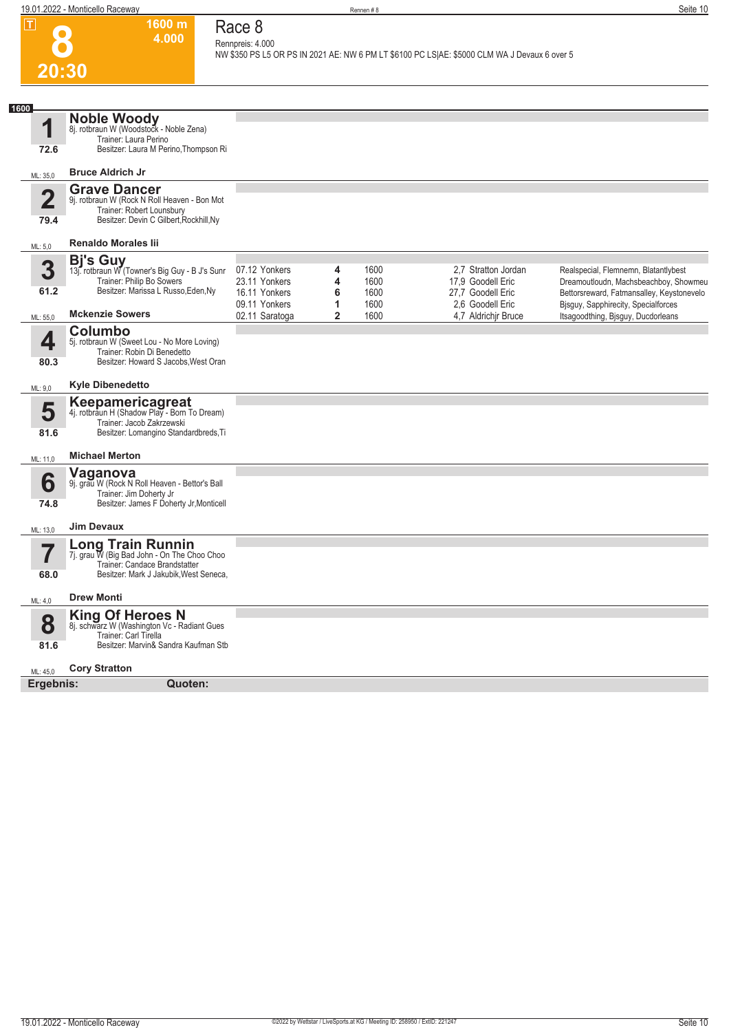# 8

**1600 m**
**4.000**

**20:30**

## Race 8

Rennpreis: 4.000

NW $350 PS L5 OR PS IN 2021 AE: NW 6 PM LT $6100 PC LS|AE: $5000 CLM WA J Devaux 6 over 5

**1600**

### 1 Noble Woody
8j. rotbraun W (Woodstock - Noble Zena)
Trainer: Laura Perino
Besitzer: Laura M Perino,Thompson Ri
72.6
ML: 35,0
**Bruce Aldrich Jr**

### 2 Grave Dancer
9j. rotbraun W (Rock N Roll Heaven - Bon Mot
Trainer: Robert Lounsbury
Besitzer: Devin C Gilbert,Rockhill,Ny
79.4
ML: 5,0
**Renaldo Morales Iii**

### 3 Bj's Guy
13j. rotbraun W (Towner's Big Guy - B J's Sunr
Trainer: Philip Bo Sowers
Besitzer: Marissa L Russo,Eden,Ny
61.2
ML: 55,0
**Mckenzie Sowers**

| Datum | Bahn | Platz | Distanz | Quote | Fahrer | Einlauf |
|---|---|---|---|---|---|---|
| 07.12 | Yonkers | 4 | 1600 | 2,7 | Stratton Jordan | Realspecial, Flemnemn, Blatantlybest |
| 23.11 | Yonkers | 4 | 1600 | 17,9 | Goodell Eric | Dreamoutloudn, Machsbeachboy, Showmeu |
| 16.11 | Yonkers | 6 | 1600 | 27,7 | Goodell Eric | Bettorsreward, Fatmansalley, Keystonevelo |
| 09.11 | Yonkers | 1 | 1600 | 2,6 | Goodell Eric | Bjsguy, Sapphirecity, Specialforces |
| 02.11 | Saratoga | 2 | 1600 | 4,7 | Aldrichjr Bruce | Itsagoodthing, Bjsguy, Ducdorleans |

### 4 Columbo
5j. rotbraun W (Sweet Lou - No More Loving)
Trainer: Robin Di Benedetto
Besitzer: Howard S Jacobs,West Oran
80.3
ML: 9,0
**Kyle Dibenedetto**

### 5 Keepamericagreat
4j. rotbraun H (Shadow Play - Born To Dream)
Trainer: Jacob Zakrzewski
Besitzer: Lomangino Standardbreds,Ti
81.6
ML: 11,0
**Michael Merton**

### 6 Vaganova
9j. grau W (Rock N Roll Heaven - Bettor's Ball
Trainer: Jim Doherty Jr
Besitzer: James F Doherty Jr,Monticell
74.8
ML: 13,0
**Jim Devaux**

### 7 Long Train Runnin
7j. grau W (Big Bad John - On The Choo Choo
Trainer: Candace Brandstatter
Besitzer: Mark J Jakubik,West Seneca,
68.0
ML: 4,0
**Drew Monti**

### 8 King Of Heroes N
8j. schwarz W (Washington Vc - Radiant Gues
Trainer: Carl Tirella
Besitzer: Marvin& Sandra Kaufman Stb
81.6
ML: 45,0
**Cory Stratton**

**Ergebnis:** **Quoten:**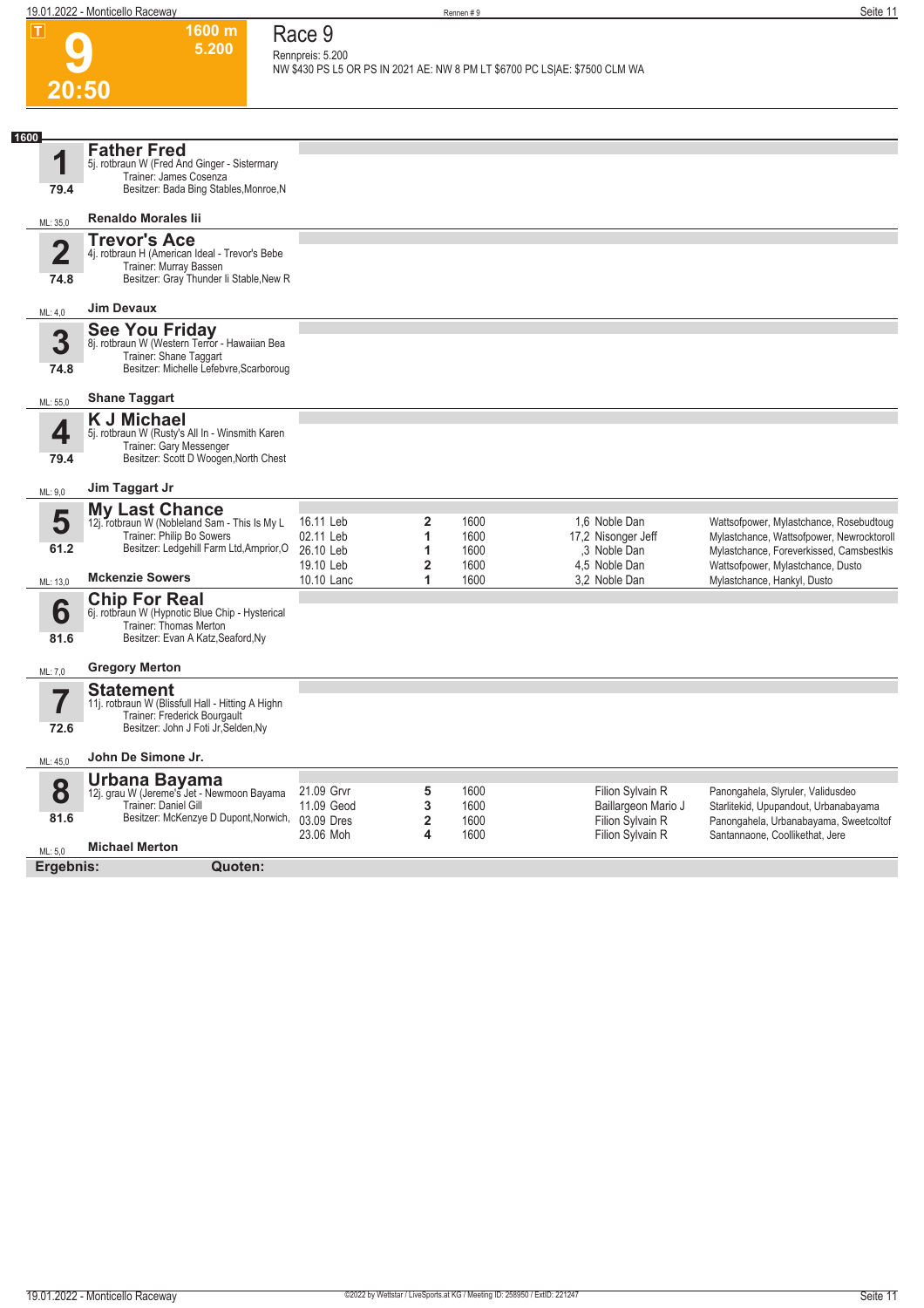**T**

# 9

**1600 m**
**5.200**

**20:50**

## Race 9

Rennpreis: 5.200
NW $430 PS L5 OR PS IN 2021 AE: NW 8 PM LT $6700 PC LS|AE: $7500 CLM WA

**1600**

### 1 Father Fred
5j. rotbraun W (Fred And Ginger - Sistermary
Trainer: James Cosenza
Besitzer: Bada Bing Stables,Monroe,N
79.4
ML: 35,0
**Renaldo Morales Iii**

### 2 Trevor's Ace
4j. rotbraun H (American Ideal - Trevor's Bebe
Trainer: Murray Bassen
Besitzer: Gray Thunder Ii Stable,New R
74.8
ML: 4,0
**Jim Devaux**

### 3 See You Friday
8j. rotbraun W (Western Terror - Hawaiian Bea
Trainer: Shane Taggart
Besitzer: Michelle Lefebvre,Scarboroug
74.8
ML: 55,0
**Shane Taggart**

### 4 K J Michael
5j. rotbraun W (Rusty's All In - Winsmith Karen
Trainer: Gary Messenger
Besitzer: Scott D Woogen,North Chest
79.4
ML: 9,0
**Jim Taggart Jr**

### 5 My Last Chance
12j. rotbraun W (Nobleland Sam - This Is My L
Trainer: Philip Bo Sowers
Besitzer: Ledgehill Farm Ltd,Amprior,O
61.2
ML: 13,0
**Mckenzie Sowers**

| | | | | | |
|---|---|---|---|---|---|
| 16.11 Leb | 2 | 1600 | 1,6 | Noble Dan | Wattsofpower, Mylastchance, Rosebudtoug |
| 02.11 Leb | 1 | 1600 | 17,2 | Nisonger Jeff | Mylastchance, Wattsofpower, Newrocktoroll |
| 26.10 Leb | 1 | 1600 | ,3 | Noble Dan | Mylastchance, Foreverkissed, Camsbestkis |
| 19.10 Leb | 2 | 1600 | 4,5 | Noble Dan | Wattsofpower, Mylastchance, Dusto |
| 10.10 Lanc | 1 | 1600 | 3,2 | Noble Dan | Mylastchance, Hankyl, Dusto |

### 6 Chip For Real
6j. rotbraun W (Hypnotic Blue Chip - Hysterical
Trainer: Thomas Merton
Besitzer: Evan A Katz,Seaford,Ny
81.6
ML: 7,0
**Gregory Merton**

### 7 Statement
11j. rotbraun W (Blissfull Hall - Hitting A Highn
Trainer: Frederick Bourgault
Besitzer: John J Foti Jr,Selden,Ny
72.6
ML: 45,0
**John De Simone Jr.**

### 8 Urbana Bayama
12j. grau W (Jereme's Jet - Newmoon Bayama
Trainer: Daniel Gill
Besitzer: McKenzye D Dupont,Norwich,
81.6
ML: 5,0
**Michael Merton**

| | | | | |
|---|---|---|---|---|
| 21.09 Grvr | 5 | 1600 | Filion Sylvain R | Panongahela, Slyruler, Validusdeo |
| 11.09 Geod | 3 | 1600 | Baillargeon Mario J | Starlitekid, Upupandout, Urbanabayama |
| 03.09 Dres | 2 | 1600 | Filion Sylvain R | Panongahela, Urbanabayama, Sweetcoltof |
| 23.06 Moh | 4 | 1600 | Filion Sylvain R | Santannaone, Coollikethat, Jere |

**Ergebnis:** **Quoten:**